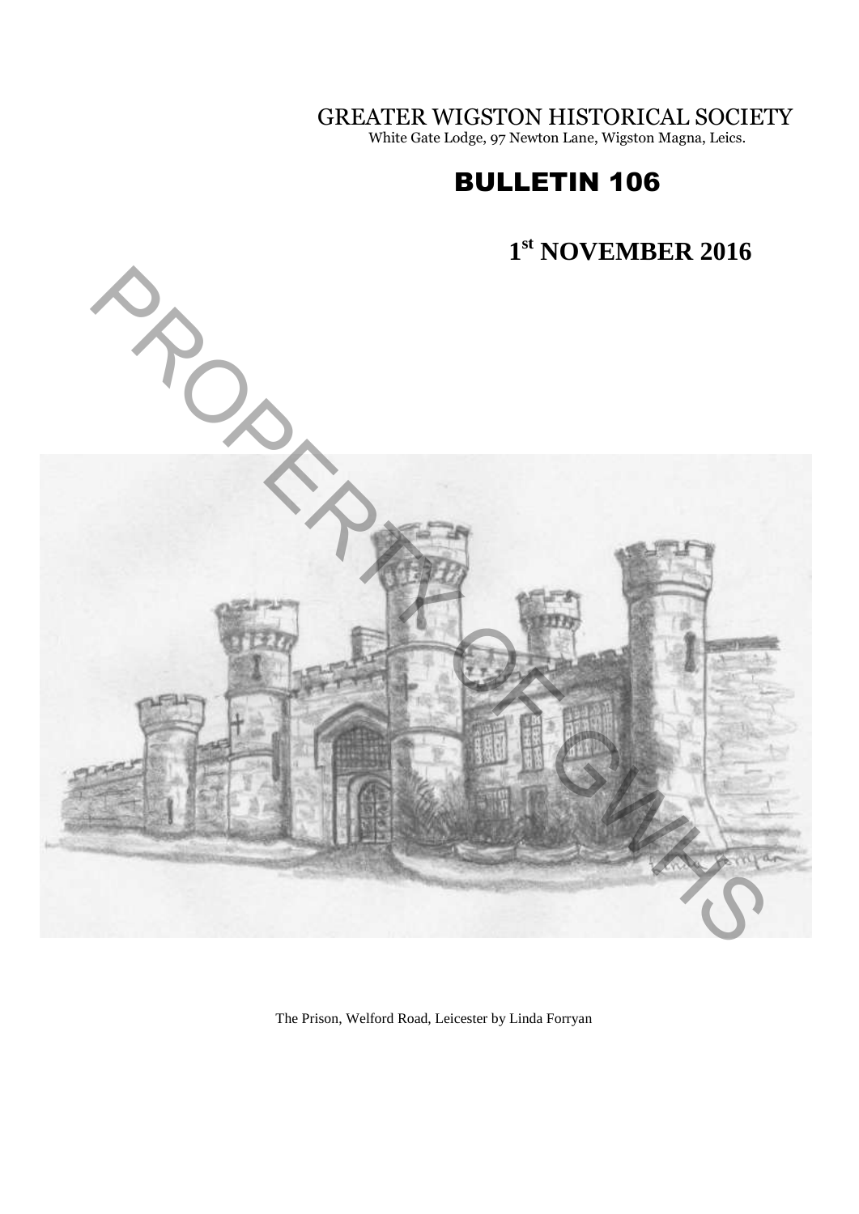# GREATER WIGSTON HISTORICAL SOCIETY

White Gate Lodge, 97 Newton Lane, Wigston Magna, Leics.

## BULLETIN 106

## 1st NOVEMBER 2016

The Prison, Welford Road, Leicester by Linda Forryan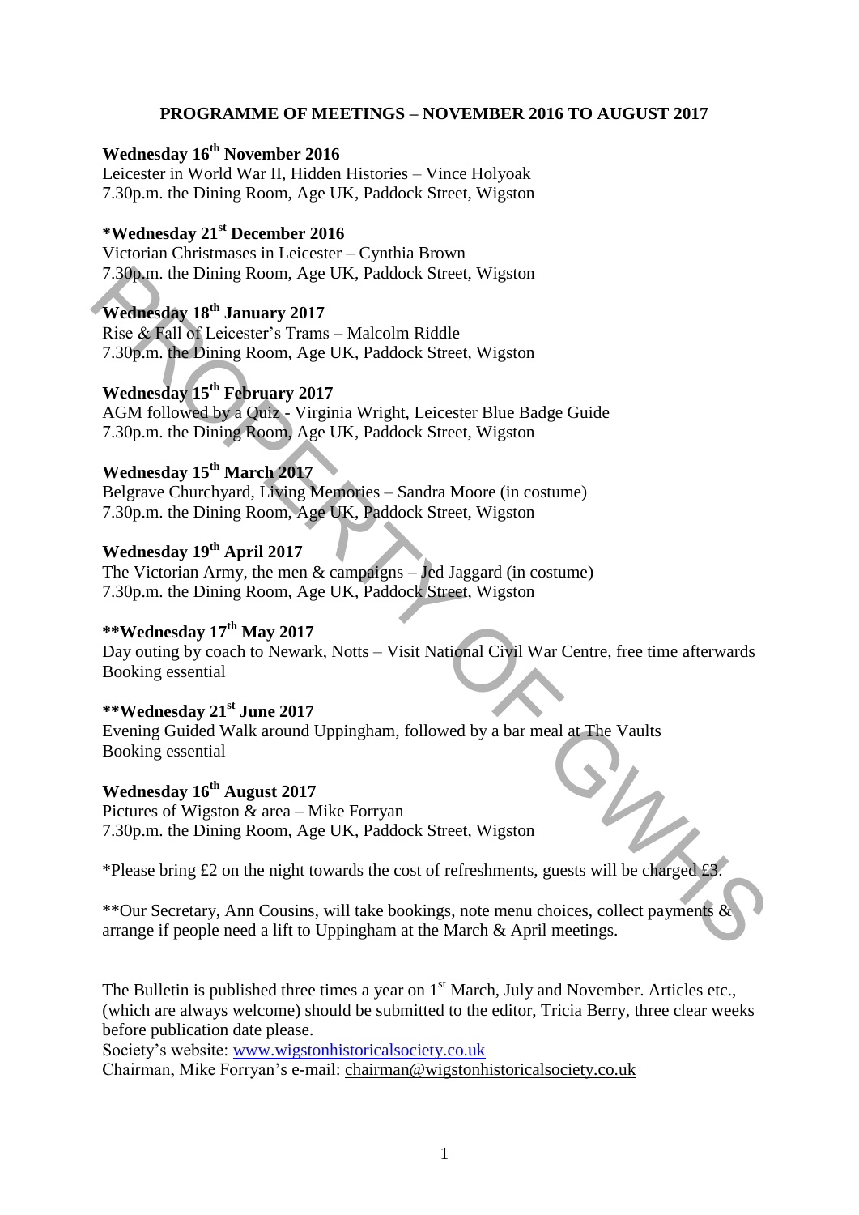## PROGRAMME OF MEETINGS – NOVEMBER 2016 TO AUGUST 2017

**Wednesday 16th November 2016**
Leicester in World War II, Hidden Histories – Vince Holyoak
7.30p.m. the Dining Room, Age UK, Paddock Street, Wigston

**\*Wednesday 21st December 2016**
Victorian Christmases in Leicester – Cynthia Brown
7.30p.m. the Dining Room, Age UK, Paddock Street, Wigston

**Wednesday 18th January 2017**
Rise & Fall of Leicester's Trams – Malcolm Riddle
7.30p.m. the Dining Room, Age UK, Paddock Street, Wigston

**Wednesday 15th February 2017**
AGM followed by a Quiz - Virginia Wright, Leicester Blue Badge Guide
7.30p.m. the Dining Room, Age UK, Paddock Street, Wigston

**Wednesday 15th March 2017**
Belgrave Churchyard, Living Memories – Sandra Moore (in costume)
7.30p.m. the Dining Room, Age UK, Paddock Street, Wigston

**Wednesday 19th April 2017**
The Victorian Army, the men & campaigns – Jed Jaggard (in costume)
7.30p.m. the Dining Room, Age UK, Paddock Street, Wigston

**\*\*Wednesday 17th May 2017**
Day outing by coach to Newark, Notts – Visit National Civil War Centre, free time afterwards
Booking essential

**\*\*Wednesday 21st June 2017**
Evening Guided Walk around Uppingham, followed by a bar meal at The Vaults
Booking essential

**Wednesday 16th August 2017**
Pictures of Wigston & area – Mike Forryan
7.30p.m. the Dining Room, Age UK, Paddock Street, Wigston

*Please bring £2 on the night towards the cost of refreshments, guests will be charged £3.

**Our Secretary, Ann Cousins, will take bookings, note menu choices, collect payments & arrange if people need a lift to Uppingham at the March & April meetings.

The Bulletin is published three times a year on 1st March, July and November. Articles etc., (which are always welcome) should be submitted to the editor, Tricia Berry, three clear weeks before publication date please.
Society's website: www.wigstonhistoricalsociety.co.uk
Chairman, Mike Forryan's e-mail: chairman@wigstonhistoricalsociety.co.uk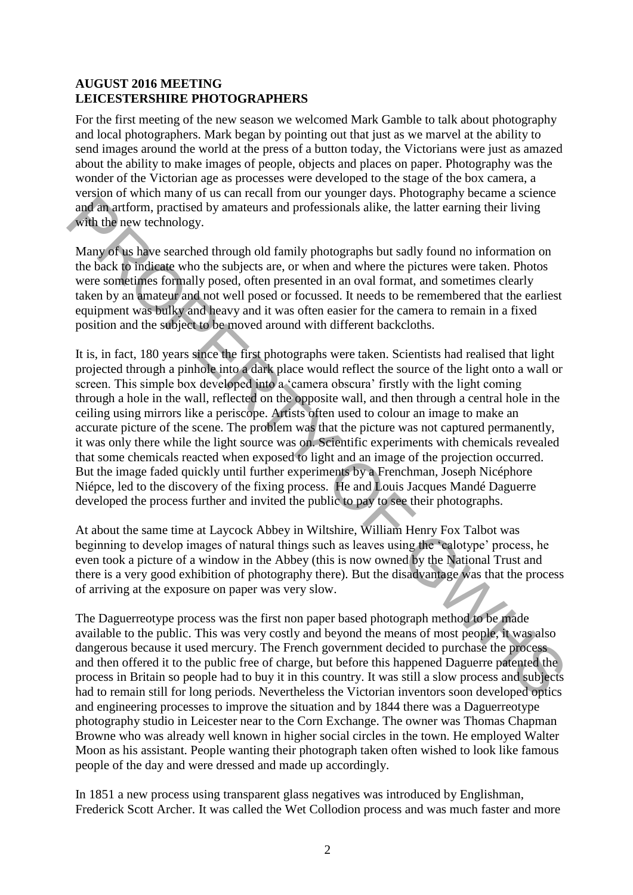**AUGUST 2016 MEETING**
**LEICESTERSHIRE PHOTOGRAPHERS**

For the first meeting of the new season we welcomed Mark Gamble to talk about photography and local photographers. Mark began by pointing out that just as we marvel at the ability to send images around the world at the press of a button today, the Victorians were just as amazed about the ability to make images of people, objects and places on paper. Photography was the wonder of the Victorian age as processes were developed to the stage of the box camera, a version of which many of us can recall from our younger days. Photography became a science and an artform, practised by amateurs and professionals alike, the latter earning their living with the new technology.

Many of us have searched through old family photographs but sadly found no information on the back to indicate who the subjects are, or when and where the pictures were taken. Photos were sometimes formally posed, often presented in an oval format, and sometimes clearly taken by an amateur and not well posed or focussed. It needs to be remembered that the earliest equipment was bulky and heavy and it was often easier for the camera to remain in a fixed position and the subject to be moved around with different backcloths.

It is, in fact, 180 years since the first photographs were taken. Scientists had realised that light projected through a pinhole into a dark place would reflect the source of the light onto a wall or screen. This simple box developed into a 'camera obscura' firstly with the light coming through a hole in the wall, reflected on the opposite wall, and then through a central hole in the ceiling using mirrors like a periscope. Artists often used to colour an image to make an accurate picture of the scene. The problem was that the picture was not captured permanently, it was only there while the light source was on. Scientific experiments with chemicals revealed that some chemicals reacted when exposed to light and an image of the projection occurred. But the image faded quickly until further experiments by a Frenchman, Joseph Nicéphore Niépce, led to the discovery of the fixing process. He and Louis Jacques Mandé Daguerre developed the process further and invited the public to pay to see their photographs.

At about the same time at Laycock Abbey in Wiltshire, William Henry Fox Talbot was beginning to develop images of natural things such as leaves using the 'calotype' process, he even took a picture of a window in the Abbey (this is now owned by the National Trust and there is a very good exhibition of photography there). But the disadvantage was that the process of arriving at the exposure on paper was very slow.

The Daguerreotype process was the first non paper based photograph method to be made available to the public. This was very costly and beyond the means of most people, it was also dangerous because it used mercury. The French government decided to purchase the process and then offered it to the public free of charge, but before this happened Daguerre patented the process in Britain so people had to buy it in this country. It was still a slow process and subjects had to remain still for long periods. Nevertheless the Victorian inventors soon developed optics and engineering processes to improve the situation and by 1844 there was a Daguerreotype photography studio in Leicester near to the Corn Exchange. The owner was Thomas Chapman Browne who was already well known in higher social circles in the town. He employed Walter Moon as his assistant. People wanting their photograph taken often wished to look like famous people of the day and were dressed and made up accordingly.

In 1851 a new process using transparent glass negatives was introduced by Englishman, Frederick Scott Archer. It was called the Wet Collodion process and was much faster and more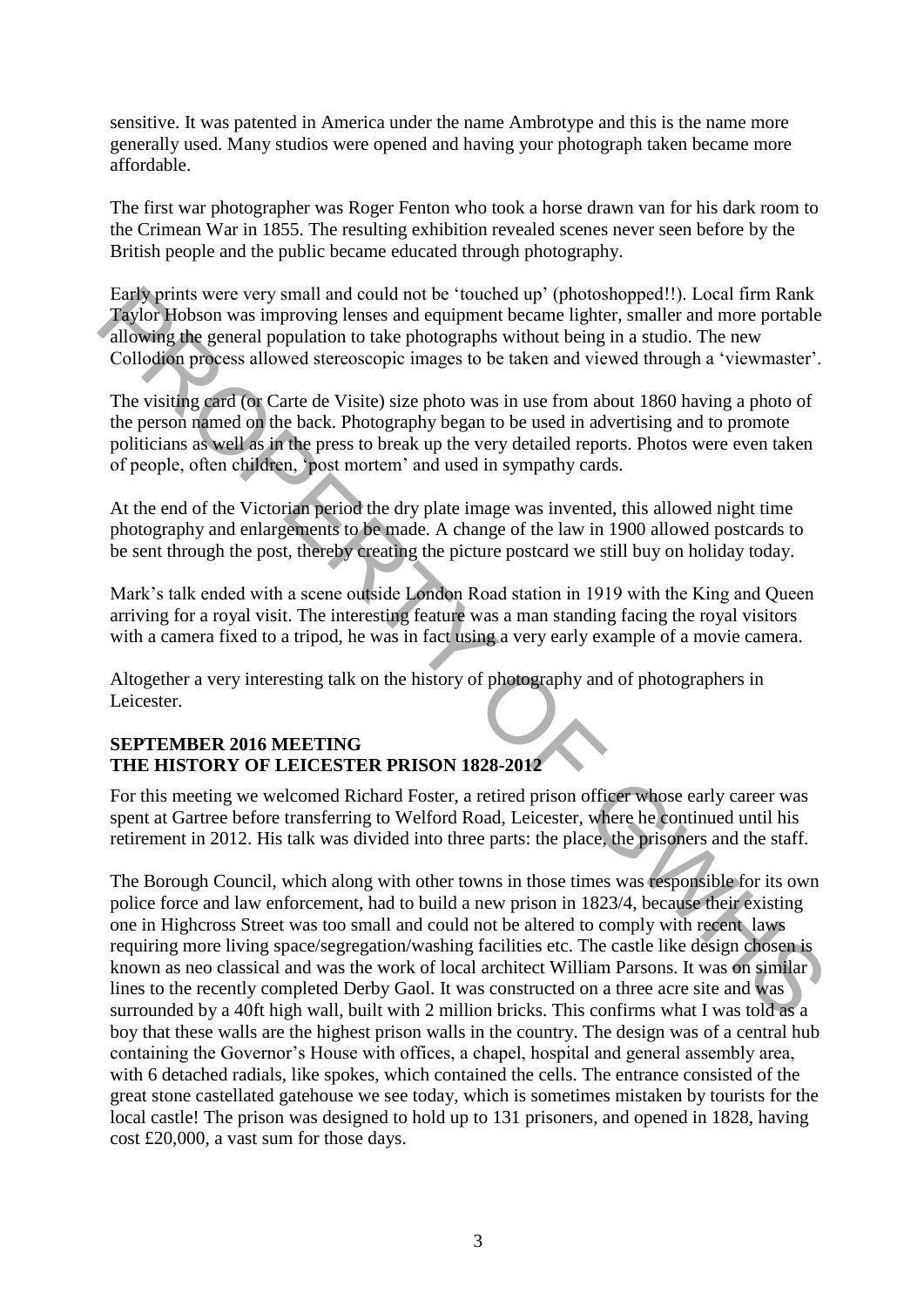sensitive. It was patented in America under the name Ambrotype and this is the name more generally used. Many studios were opened and having your photograph taken became more affordable.

The first war photographer was Roger Fenton who took a horse drawn van for his dark room to the Crimean War in 1855. The resulting exhibition revealed scenes never seen before by the British people and the public became educated through photography.

Early prints were very small and could not be 'touched up' (photoshopped!!). Local firm Rank Taylor Hobson was improving lenses and equipment became lighter, smaller and more portable allowing the general population to take photographs without being in a studio. The new Collodion process allowed stereoscopic images to be taken and viewed through a 'viewmaster'.

The visiting card (or Carte de Visite) size photo was in use from about 1860 having a photo of the person named on the back. Photography began to be used in advertising and to promote politicians as well as in the press to break up the very detailed reports. Photos were even taken of people, often children, 'post mortem' and used in sympathy cards.

At the end of the Victorian period the dry plate image was invented, this allowed night time photography and enlargements to be made. A change of the law in 1900 allowed postcards to be sent through the post, thereby creating the picture postcard we still buy on holiday today.

Mark's talk ended with a scene outside London Road station in 1919 with the King and Queen arriving for a royal visit. The interesting feature was a man standing facing the royal visitors with a camera fixed to a tripod, he was in fact using a very early example of a movie camera.

Altogether a very interesting talk on the history of photography and of photographers in Leicester.

**SEPTEMBER 2016 MEETING**
**THE HISTORY OF LEICESTER PRISON 1828-2012**

For this meeting we welcomed Richard Foster, a retired prison officer whose early career was spent at Gartree before transferring to Welford Road, Leicester, where he continued until his retirement in 2012. His talk was divided into three parts: the place, the prisoners and the staff.

The Borough Council, which along with other towns in those times was responsible for its own police force and law enforcement, had to build a new prison in 1823/4, because their existing one in Highcross Street was too small and could not be altered to comply with recent laws requiring more living space/segregation/washing facilities etc. The castle like design chosen is known as neo classical and was the work of local architect William Parsons. It was on similar lines to the recently completed Derby Gaol. It was constructed on a three acre site and was surrounded by a 40ft high wall, built with 2 million bricks. This confirms what I was told as a boy that these walls are the highest prison walls in the country. The design was of a central hub containing the Governor's House with offices, a chapel, hospital and general assembly area, with 6 detached radials, like spokes, which contained the cells. The entrance consisted of the great stone castellated gatehouse we see today, which is sometimes mistaken by tourists for the local castle! The prison was designed to hold up to 131 prisoners, and opened in 1828, having cost £20,000, a vast sum for those days.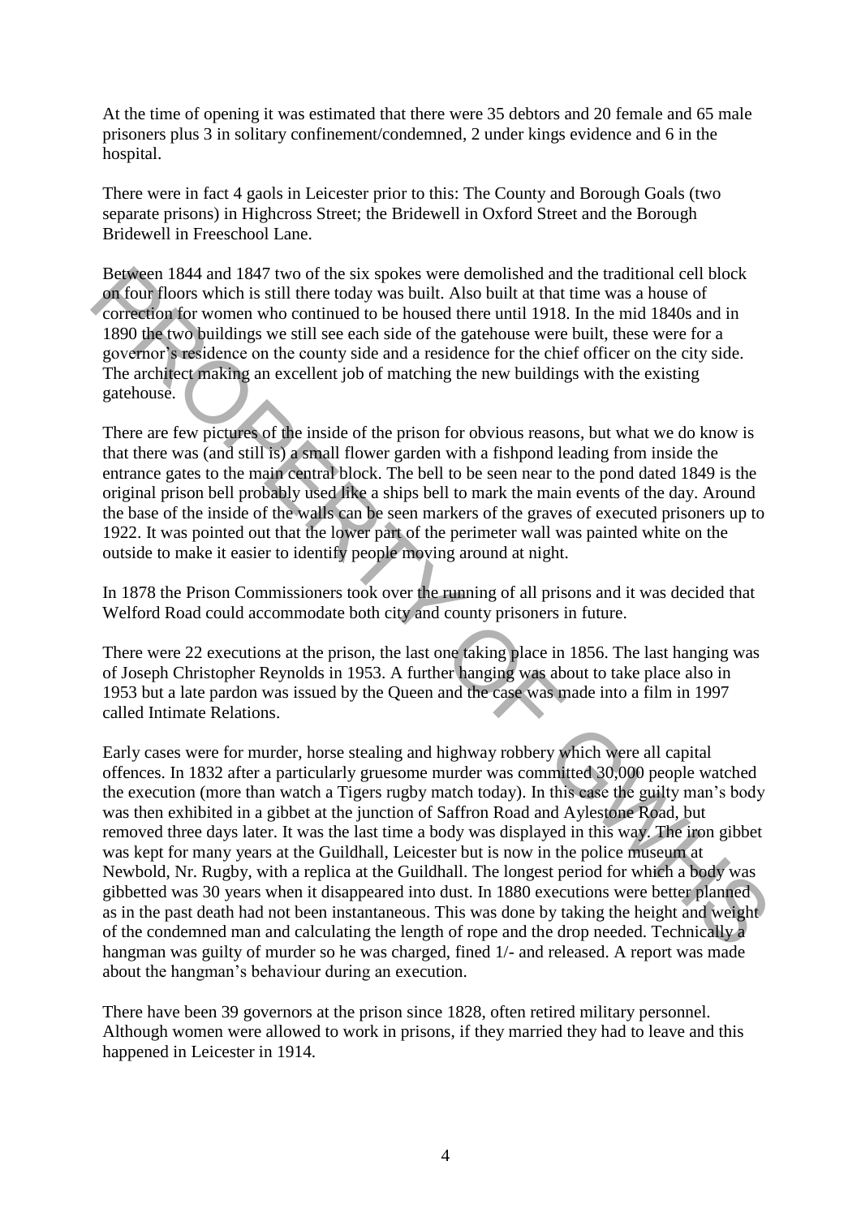At the time of opening it was estimated that there were 35 debtors and 20 female and 65 male prisoners plus 3 in solitary confinement/condemned, 2 under kings evidence and 6 in the hospital.

There were in fact 4 gaols in Leicester prior to this: The County and Borough Goals (two separate prisons) in Highcross Street; the Bridewell in Oxford Street and the Borough Bridewell in Freeschool Lane.

Between 1844 and 1847 two of the six spokes were demolished and the traditional cell block on four floors which is still there today was built. Also built at that time was a house of correction for women who continued to be housed there until 1918. In the mid 1840s and in 1890 the two buildings we still see each side of the gatehouse were built, these were for a governor's residence on the county side and a residence for the chief officer on the city side. The architect making an excellent job of matching the new buildings with the existing gatehouse.

There are few pictures of the inside of the prison for obvious reasons, but what we do know is that there was (and still is) a small flower garden with a fishpond leading from inside the entrance gates to the main central block. The bell to be seen near to the pond dated 1849 is the original prison bell probably used like a ships bell to mark the main events of the day. Around the base of the inside of the walls can be seen markers of the graves of executed prisoners up to 1922. It was pointed out that the lower part of the perimeter wall was painted white on the outside to make it easier to identify people moving around at night.

In 1878 the Prison Commissioners took over the running of all prisons and it was decided that Welford Road could accommodate both city and county prisoners in future.

There were 22 executions at the prison, the last one taking place in 1856. The last hanging was of Joseph Christopher Reynolds in 1953. A further hanging was about to take place also in 1953 but a late pardon was issued by the Queen and the case was made into a film in 1997 called Intimate Relations.

Early cases were for murder, horse stealing and highway robbery which were all capital offences. In 1832 after a particularly gruesome murder was committed 30,000 people watched the execution (more than watch a Tigers rugby match today). In this case the guilty man's body was then exhibited in a gibbet at the junction of Saffron Road and Aylestone Road, but removed three days later. It was the last time a body was displayed in this way. The iron gibbet was kept for many years at the Guildhall, Leicester but is now in the police museum at Newbold, Nr. Rugby, with a replica at the Guildhall. The longest period for which a body was gibbetted was 30 years when it disappeared into dust. In 1880 executions were better planned as in the past death had not been instantaneous. This was done by taking the height and weight of the condemned man and calculating the length of rope and the drop needed. Technically a hangman was guilty of murder so he was charged, fined 1/- and released. A report was made about the hangman's behaviour during an execution.

There have been 39 governors at the prison since 1828, often retired military personnel. Although women were allowed to work in prisons, if they married they had to leave and this happened in Leicester in 1914.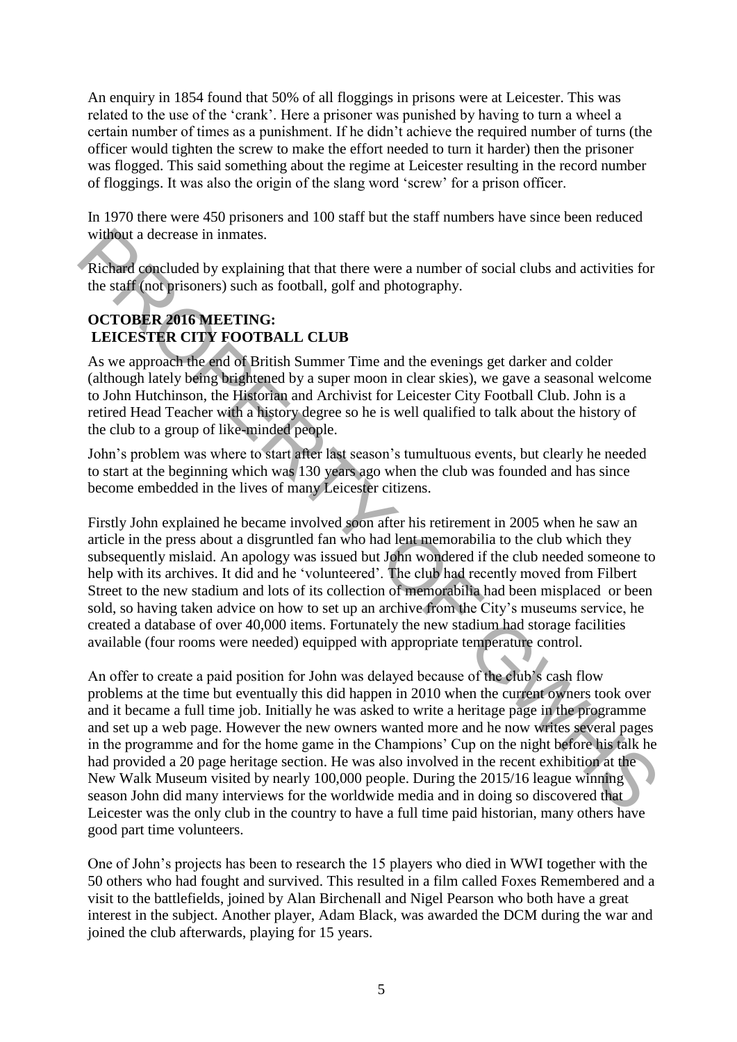An enquiry in 1854 found that 50% of all floggings in prisons were at Leicester. This was related to the use of the 'crank'. Here a prisoner was punished by having to turn a wheel a certain number of times as a punishment. If he didn't achieve the required number of turns (the officer would tighten the screw to make the effort needed to turn it harder) then the prisoner was flogged. This said something about the regime at Leicester resulting in the record number of floggings. It was also the origin of the slang word 'screw' for a prison officer.

In 1970 there were 450 prisoners and 100 staff but the staff numbers have since been reduced without a decrease in inmates.

Richard concluded by explaining that that there were a number of social clubs and activities for the staff (not prisoners) such as football, golf and photography.

## OCTOBER 2016 MEETING: LEICESTER CITY FOOTBALL CLUB

As we approach the end of British Summer Time and the evenings get darker and colder (although lately being brightened by a super moon in clear skies), we gave a seasonal welcome to John Hutchinson, the Historian and Archivist for Leicester City Football Club. John is a retired Head Teacher with a history degree so he is well qualified to talk about the history of the club to a group of like-minded people.

John's problem was where to start after last season's tumultuous events, but clearly he needed to start at the beginning which was 130 years ago when the club was founded and has since become embedded in the lives of many Leicester citizens.

Firstly John explained he became involved soon after his retirement in 2005 when he saw an article in the press about a disgruntled fan who had lent memorabilia to the club which they subsequently mislaid. An apology was issued but John wondered if the club needed someone to help with its archives. It did and he 'volunteered'. The club had recently moved from Filbert Street to the new stadium and lots of its collection of memorabilia had been misplaced or been sold, so having taken advice on how to set up an archive from the City's museums service, he created a database of over 40,000 items. Fortunately the new stadium had storage facilities available (four rooms were needed) equipped with appropriate temperature control.

An offer to create a paid position for John was delayed because of the club's cash flow problems at the time but eventually this did happen in 2010 when the current owners took over and it became a full time job. Initially he was asked to write a heritage page in the programme and set up a web page. However the new owners wanted more and he now writes several pages in the programme and for the home game in the Champions' Cup on the night before his talk he had provided a 20 page heritage section. He was also involved in the recent exhibition at the New Walk Museum visited by nearly 100,000 people. During the 2015/16 league winning season John did many interviews for the worldwide media and in doing so discovered that Leicester was the only club in the country to have a full time paid historian, many others have good part time volunteers.

One of John's projects has been to research the 15 players who died in WWI together with the 50 others who had fought and survived. This resulted in a film called Foxes Remembered and a visit to the battlefields, joined by Alan Birchenall and Nigel Pearson who both have a great interest in the subject. Another player, Adam Black, was awarded the DCM during the war and joined the club afterwards, playing for 15 years.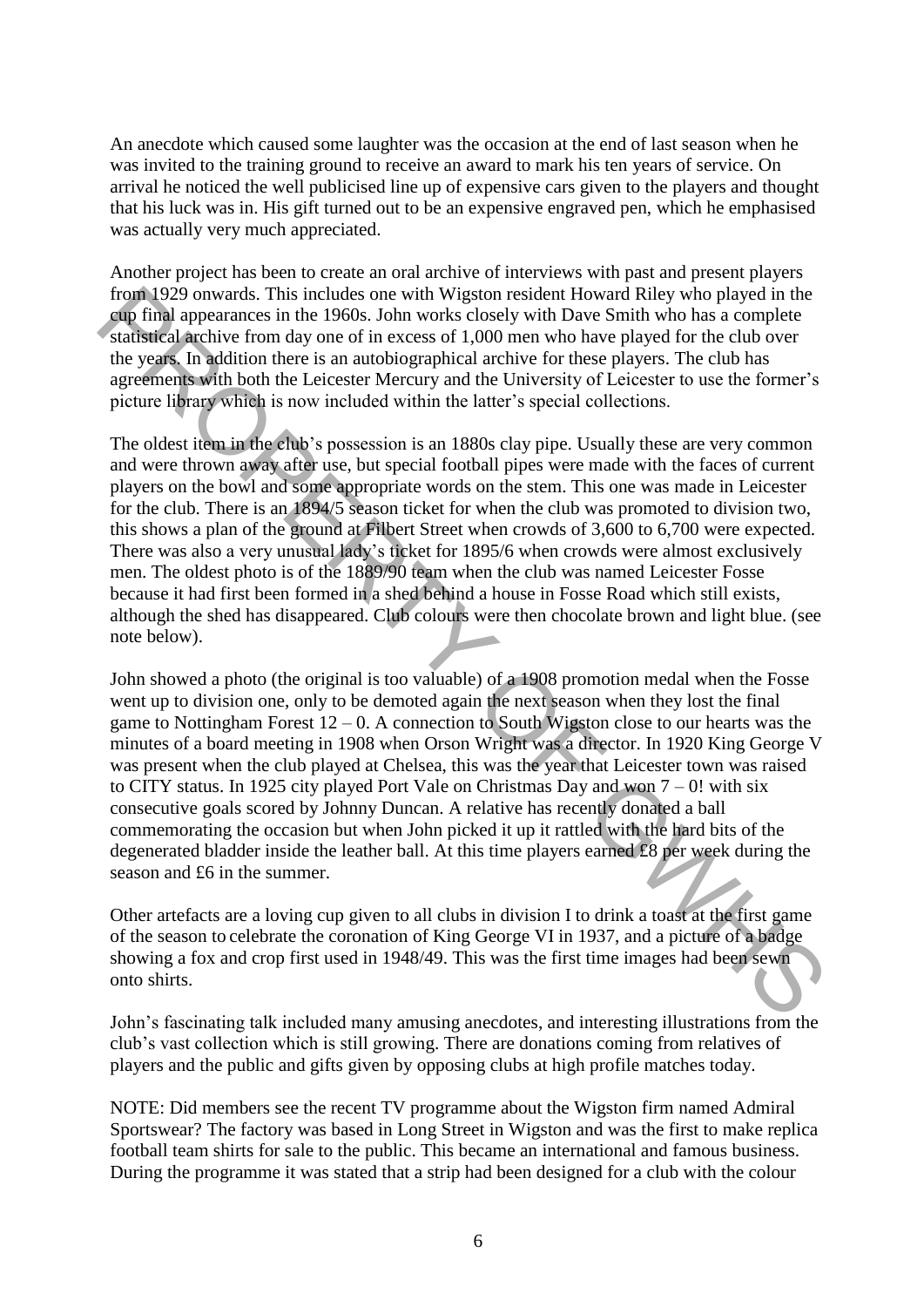An anecdote which caused some laughter was the occasion at the end of last season when he was invited to the training ground to receive an award to mark his ten years of service. On arrival he noticed the well publicised line up of expensive cars given to the players and thought that his luck was in. His gift turned out to be an expensive engraved pen, which he emphasised was actually very much appreciated.

Another project has been to create an oral archive of interviews with past and present players from 1929 onwards. This includes one with Wigston resident Howard Riley who played in the cup final appearances in the 1960s. John works closely with Dave Smith who has a complete statistical archive from day one of in excess of 1,000 men who have played for the club over the years. In addition there is an autobiographical archive for these players. The club has agreements with both the Leicester Mercury and the University of Leicester to use the former's picture library which is now included within the latter's special collections.

The oldest item in the club's possession is an 1880s clay pipe. Usually these are very common and were thrown away after use, but special football pipes were made with the faces of current players on the bowl and some appropriate words on the stem. This one was made in Leicester for the club. There is an 1894/5 season ticket for when the club was promoted to division two, this shows a plan of the ground at Filbert Street when crowds of 3,600 to 6,700 were expected. There was also a very unusual lady's ticket for 1895/6 when crowds were almost exclusively men. The oldest photo is of the 1889/90 team when the club was named Leicester Fosse because it had first been formed in a shed behind a house in Fosse Road which still exists, although the shed has disappeared. Club colours were then chocolate brown and light blue. (see note below).

John showed a photo (the original is too valuable) of a 1908 promotion medal when the Fosse went up to division one, only to be demoted again the next season when they lost the final game to Nottingham Forest 12 – 0. A connection to South Wigston close to our hearts was the minutes of a board meeting in 1908 when Orson Wright was a director. In 1920 King George V was present when the club played at Chelsea, this was the year that Leicester town was raised to CITY status. In 1925 city played Port Vale on Christmas Day and won 7 – 0! with six consecutive goals scored by Johnny Duncan. A relative has recently donated a ball commemorating the occasion but when John picked it up it rattled with the hard bits of the degenerated bladder inside the leather ball. At this time players earned £8 per week during the season and £6 in the summer.

Other artefacts are a loving cup given to all clubs in division I to drink a toast at the first game of the season to celebrate the coronation of King George VI in 1937, and a picture of a badge showing a fox and crop first used in 1948/49. This was the first time images had been sewn onto shirts.

John's fascinating talk included many amusing anecdotes, and interesting illustrations from the club's vast collection which is still growing. There are donations coming from relatives of players and the public and gifts given by opposing clubs at high profile matches today.

NOTE: Did members see the recent TV programme about the Wigston firm named Admiral Sportswear? The factory was based in Long Street in Wigston and was the first to make replica football team shirts for sale to the public. This became an international and famous business. During the programme it was stated that a strip had been designed for a club with the colour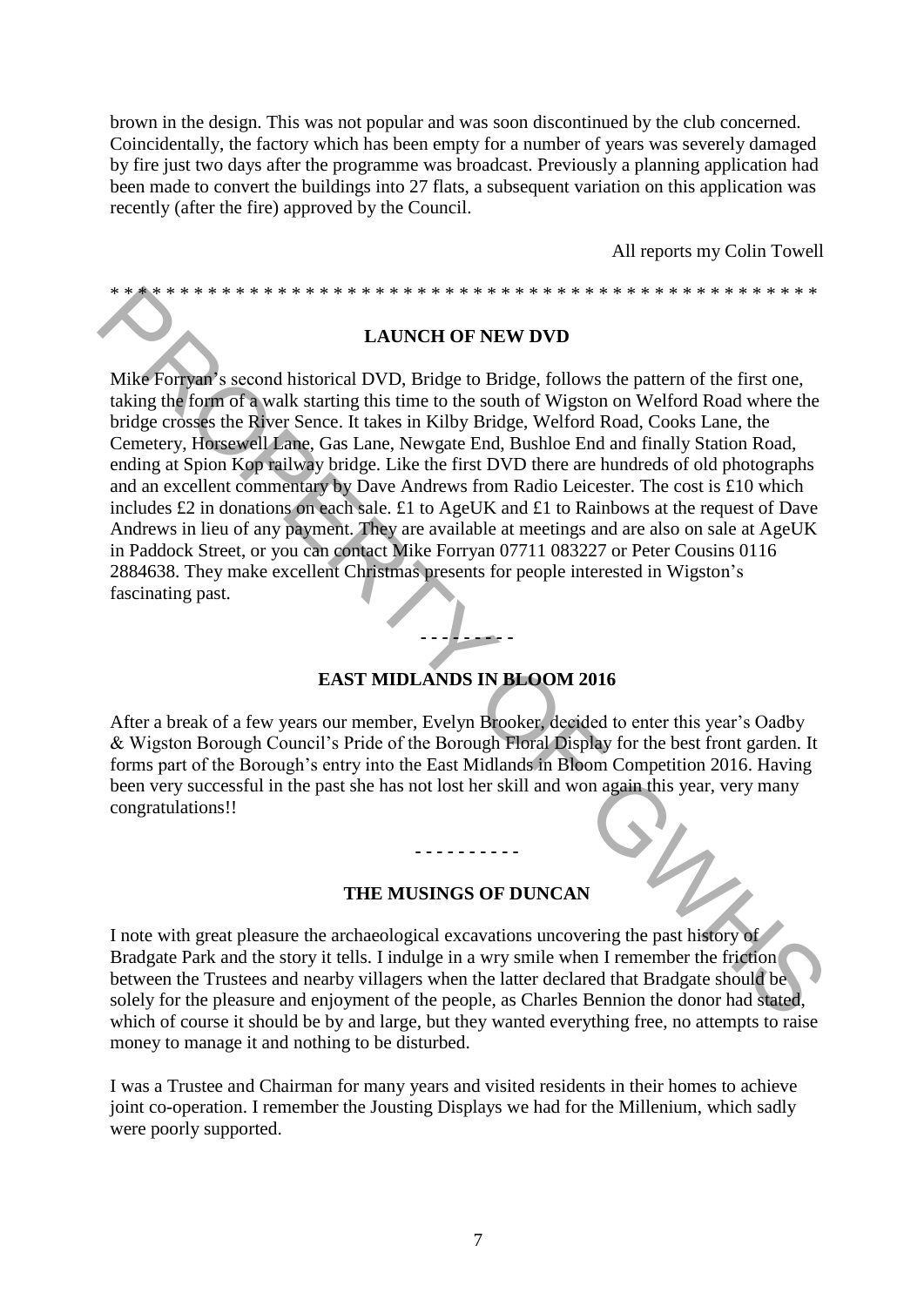brown in the design. This was not popular and was soon discontinued by the club concerned. Coincidentally, the factory which has been empty for a number of years was severely damaged by fire just two days after the programme was broadcast. Previously a planning application had been made to convert the buildings into 27 flats, a subsequent variation on this application was recently (after the fire) approved by the Council.

All reports my Colin Towell

* * * * * * * * * * * * * * * * * * * * * * * * * * * * * * * * * * * * * * * * * * * * * * * * *

## LAUNCH OF NEW DVD

Mike Forryan's second historical DVD, Bridge to Bridge, follows the pattern of the first one, taking the form of a walk starting this time to the south of Wigston on Welford Road where the bridge crosses the River Sence. It takes in Kilby Bridge, Welford Road, Cooks Lane, the Cemetery, Horsewell Lane, Gas Lane, Newgate End, Bushloe End and finally Station Road, ending at Spion Kop railway bridge. Like the first DVD there are hundreds of old photographs and an excellent commentary by Dave Andrews from Radio Leicester. The cost is £10 which includes £2 in donations on each sale. £1 to AgeUK and £1 to Rainbows at the request of Dave Andrews in lieu of any payment. They are available at meetings and are also on sale at AgeUK in Paddock Street, or you can contact Mike Forryan 07711 083227 or Peter Cousins 0116 2884638. They make excellent Christmas presents for people interested in Wigston's fascinating past.

- - - - - - - - - -

## EAST MIDLANDS IN BLOOM 2016

After a break of a few years our member, Evelyn Brooker, decided to enter this year's Oadby & Wigston Borough Council's Pride of the Borough Floral Display for the best front garden. It forms part of the Borough's entry into the East Midlands in Bloom Competition 2016. Having been very successful in the past she has not lost her skill and won again this year, very many congratulations!!

- - - - - - - - - -

## THE MUSINGS OF DUNCAN

I note with great pleasure the archaeological excavations uncovering the past history of Bradgate Park and the story it tells. I indulge in a wry smile when I remember the friction between the Trustees and nearby villagers when the latter declared that Bradgate should be solely for the pleasure and enjoyment of the people, as Charles Bennion the donor had stated, which of course it should be by and large, but they wanted everything free, no attempts to raise money to manage it and nothing to be disturbed.

I was a Trustee and Chairman for many years and visited residents in their homes to achieve joint co-operation. I remember the Jousting Displays we had for the Millenium, which sadly were poorly supported.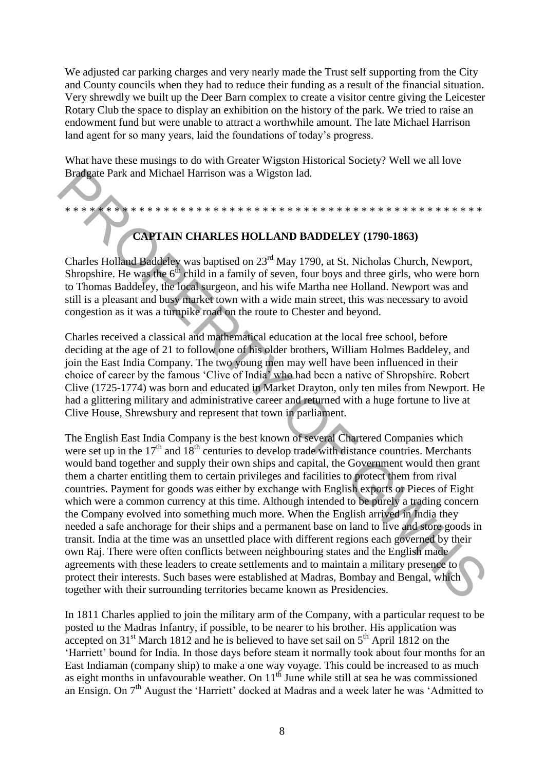We adjusted car parking charges and very nearly made the Trust self supporting from the City and County councils when they had to reduce their funding as a result of the financial situation. Very shrewdly we built up the Deer Barn complex to create a visitor centre giving the Leicester Rotary Club the space to display an exhibition on the history of the park. We tried to raise an endowment fund but were unable to attract a worthwhile amount. The late Michael Harrison land agent for so many years, laid the foundations of today's progress.

What have these musings to do with Greater Wigston Historical Society? Well we all love Bradgate Park and Michael Harrison was a Wigston lad.

\* \* \* \* \* \* \* \* \* \* \* \* \* \* \* \* \* \* \* \* \* \* \* \* \* \* \* \* \* \* \* \* \* \* \* \* \* \* \* \* \* \* \* \* \* \* \* \* \* \* \* \* \*

## CAPTAIN CHARLES HOLLAND BADDELEY (1790-1863)

Charles Holland Baddeley was baptised on 23rd May 1790, at St. Nicholas Church, Newport, Shropshire. He was the 6th child in a family of seven, four boys and three girls, who were born to Thomas Baddeley, the local surgeon, and his wife Martha nee Holland. Newport was and still is a pleasant and busy market town with a wide main street, this was necessary to avoid congestion as it was a turnpike road on the route to Chester and beyond.

Charles received a classical and mathematical education at the local free school, before deciding at the age of 21 to follow one of his older brothers, William Holmes Baddeley, and join the East India Company. The two young men may well have been influenced in their choice of career by the famous 'Clive of India' who had been a native of Shropshire. Robert Clive (1725-1774) was born and educated in Market Drayton, only ten miles from Newport. He had a glittering military and administrative career and returned with a huge fortune to live at Clive House, Shrewsbury and represent that town in parliament.

The English East India Company is the best known of several Chartered Companies which were set up in the 17th and 18th centuries to develop trade with distance countries. Merchants would band together and supply their own ships and capital, the Government would then grant them a charter entitling them to certain privileges and facilities to protect them from rival countries. Payment for goods was either by exchange with English exports or Pieces of Eight which were a common currency at this time. Although intended to be purely a trading concern the Company evolved into something much more. When the English arrived in India they needed a safe anchorage for their ships and a permanent base on land to live and store goods in transit. India at the time was an unsettled place with different regions each governed by their own Raj. There were often conflicts between neighbouring states and the English made agreements with these leaders to create settlements and to maintain a military presence to protect their interests. Such bases were established at Madras, Bombay and Bengal, which together with their surrounding territories became known as Presidencies.

In 1811 Charles applied to join the military arm of the Company, with a particular request to be posted to the Madras Infantry, if possible, to be nearer to his brother. His application was accepted on 31st March 1812 and he is believed to have set sail on 5th April 1812 on the 'Harriett' bound for India. In those days before steam it normally took about four months for an East Indiaman (company ship) to make a one way voyage. This could be increased to as much as eight months in unfavourable weather. On 11th June while still at sea he was commissioned an Ensign. On 7th August the 'Harriett' docked at Madras and a week later he was 'Admitted to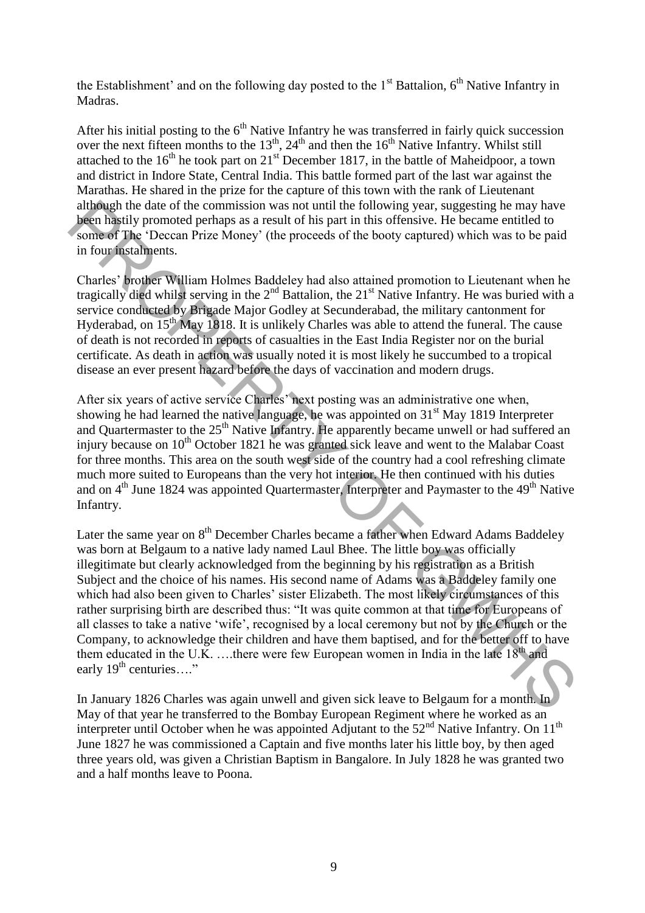the Establishment' and on the following day posted to the 1st Battalion, 6th Native Infantry in Madras.

After his initial posting to the 6th Native Infantry he was transferred in fairly quick succession over the next fifteen months to the 13th, 24th and then the 16th Native Infantry. Whilst still attached to the 16th he took part on 21st December 1817, in the battle of Maheidpoor, a town and district in Indore State, Central India. This battle formed part of the last war against the Marathas. He shared in the prize for the capture of this town with the rank of Lieutenant although the date of the commission was not until the following year, suggesting he may have been hastily promoted perhaps as a result of his part in this offensive. He became entitled to some of The 'Deccan Prize Money' (the proceeds of the booty captured) which was to be paid in four instalments.

Charles' brother William Holmes Baddeley had also attained promotion to Lieutenant when he tragically died whilst serving in the 2nd Battalion, the 21st Native Infantry. He was buried with a service conducted by Brigade Major Godley at Secunderabad, the military cantonment for Hyderabad, on 15th May 1818. It is unlikely Charles was able to attend the funeral. The cause of death is not recorded in reports of casualties in the East India Register nor on the burial certificate. As death in action was usually noted it is most likely he succumbed to a tropical disease an ever present hazard before the days of vaccination and modern drugs.

After six years of active service Charles' next posting was an administrative one when, showing he had learned the native language, he was appointed on 31st May 1819 Interpreter and Quartermaster to the 25th Native Infantry. He apparently became unwell or had suffered an injury because on 10th October 1821 he was granted sick leave and went to the Malabar Coast for three months. This area on the south west side of the country had a cool refreshing climate much more suited to Europeans than the very hot interior. He then continued with his duties and on 4th June 1824 was appointed Quartermaster, Interpreter and Paymaster to the 49th Native Infantry.

Later the same year on 8th December Charles became a father when Edward Adams Baddeley was born at Belgaum to a native lady named Laul Bhee. The little boy was officially illegitimate but clearly acknowledged from the beginning by his registration as a British Subject and the choice of his names. His second name of Adams was a Baddeley family one which had also been given to Charles' sister Elizabeth. The most likely circumstances of this rather surprising birth are described thus: "It was quite common at that time for Europeans of all classes to take a native 'wife', recognised by a local ceremony but not by the Church or the Company, to acknowledge their children and have them baptised, and for the better off to have them educated in the U.K. ….there were few European women in India in the late 18th and early 19th centuries…."

In January 1826 Charles was again unwell and given sick leave to Belgaum for a month. In May of that year he transferred to the Bombay European Regiment where he worked as an interpreter until October when he was appointed Adjutant to the 52nd Native Infantry. On 11th June 1827 he was commissioned a Captain and five months later his little boy, by then aged three years old, was given a Christian Baptism in Bangalore. In July 1828 he was granted two and a half months leave to Poona.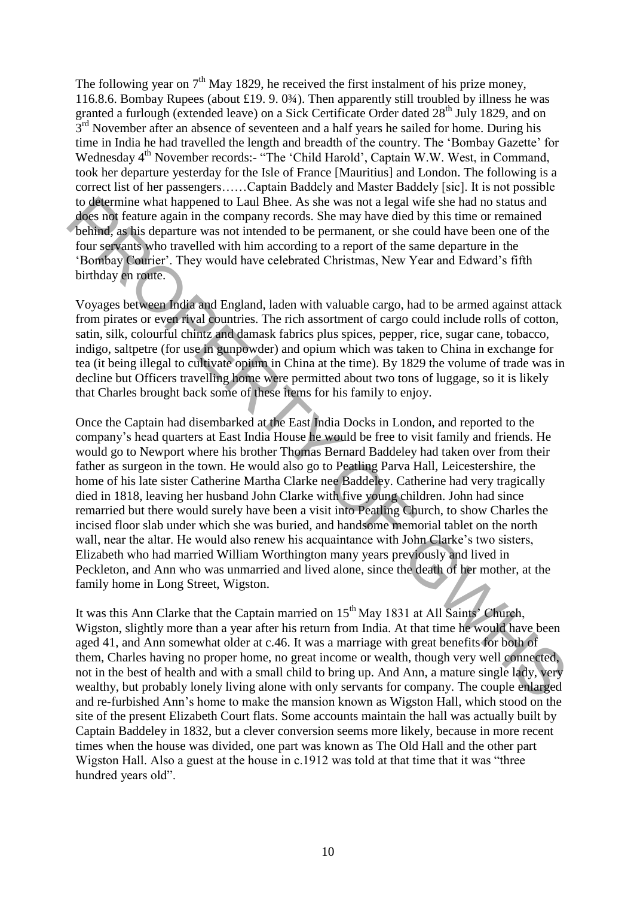The following year on 7th May 1829, he received the first instalment of his prize money, 116.8.6. Bombay Rupees (about £19. 9. 0¾). Then apparently still troubled by illness he was granted a furlough (extended leave) on a Sick Certificate Order dated 28th July 1829, and on 3rd November after an absence of seventeen and a half years he sailed for home. During his time in India he had travelled the length and breadth of the country. The 'Bombay Gazette' for Wednesday 4th November records:- "The 'Child Harold', Captain W.W. West, in Command, took her departure yesterday for the Isle of France [Mauritius] and London. The following is a correct list of her passengers……Captain Baddely and Master Baddely [sic]. It is not possible to determine what happened to Laul Bhee. As she was not a legal wife she had no status and does not feature again in the company records. She may have died by this time or remained behind, as his departure was not intended to be permanent, or she could have been one of the four servants who travelled with him according to a report of the same departure in the 'Bombay Courier'. They would have celebrated Christmas, New Year and Edward's fifth birthday en route.

Voyages between India and England, laden with valuable cargo, had to be armed against attack from pirates or even rival countries. The rich assortment of cargo could include rolls of cotton, satin, silk, colourful chintz and damask fabrics plus spices, pepper, rice, sugar cane, tobacco, indigo, saltpetre (for use in gunpowder) and opium which was taken to China in exchange for tea (it being illegal to cultivate opium in China at the time). By 1829 the volume of trade was in decline but Officers travelling home were permitted about two tons of luggage, so it is likely that Charles brought back some of these items for his family to enjoy.

Once the Captain had disembarked at the East India Docks in London, and reported to the company's head quarters at East India House he would be free to visit family and friends. He would go to Newport where his brother Thomas Bernard Baddeley had taken over from their father as surgeon in the town. He would also go to Peatling Parva Hall, Leicestershire, the home of his late sister Catherine Martha Clarke nee Baddeley. Catherine had very tragically died in 1818, leaving her husband John Clarke with five young children. John had since remarried but there would surely have been a visit into Peatling Church, to show Charles the incised floor slab under which she was buried, and handsome memorial tablet on the north wall, near the altar. He would also renew his acquaintance with John Clarke's two sisters, Elizabeth who had married William Worthington many years previously and lived in Peckleton, and Ann who was unmarried and lived alone, since the death of her mother, at the family home in Long Street, Wigston.

It was this Ann Clarke that the Captain married on 15th May 1831 at All Saints' Church, Wigston, slightly more than a year after his return from India. At that time he would have been aged 41, and Ann somewhat older at c.46. It was a marriage with great benefits for both of them, Charles having no proper home, no great income or wealth, though very well connected, not in the best of health and with a small child to bring up. And Ann, a mature single lady, very wealthy, but probably lonely living alone with only servants for company. The couple enlarged and re-furbished Ann's home to make the mansion known as Wigston Hall, which stood on the site of the present Elizabeth Court flats. Some accounts maintain the hall was actually built by Captain Baddeley in 1832, but a clever conversion seems more likely, because in more recent times when the house was divided, one part was known as The Old Hall and the other part Wigston Hall. Also a guest at the house in c.1912 was told at that time that it was "three hundred years old".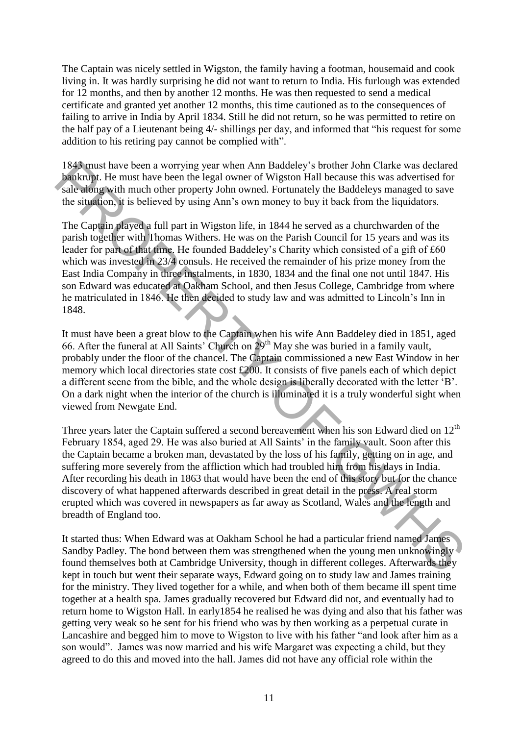The Captain was nicely settled in Wigston, the family having a footman, housemaid and cook living in. It was hardly surprising he did not want to return to India. His furlough was extended for 12 months, and then by another 12 months. He was then requested to send a medical certificate and granted yet another 12 months, this time cautioned as to the consequences of failing to arrive in India by April 1834. Still he did not return, so he was permitted to retire on the half pay of a Lieutenant being 4/- shillings per day, and informed that "his request for some addition to his retiring pay cannot be complied with".

1843 must have been a worrying year when Ann Baddeley's brother John Clarke was declared bankrupt. He must have been the legal owner of Wigston Hall because this was advertised for sale along with much other property John owned. Fortunately the Baddeleys managed to save the situation, it is believed by using Ann's own money to buy it back from the liquidators.

The Captain played a full part in Wigston life, in 1844 he served as a churchwarden of the parish together with Thomas Withers. He was on the Parish Council for 15 years and was its leader for part of that time. He founded Baddeley's Charity which consisted of a gift of £60 which was invested in 23/4 consuls. He received the remainder of his prize money from the East India Company in three instalments, in 1830, 1834 and the final one not until 1847. His son Edward was educated at Oakham School, and then Jesus College, Cambridge from where he matriculated in 1846. He then decided to study law and was admitted to Lincoln's Inn in 1848.

It must have been a great blow to the Captain when his wife Ann Baddeley died in 1851, aged 66. After the funeral at All Saints' Church on 29th May she was buried in a family vault, probably under the floor of the chancel. The Captain commissioned a new East Window in her memory which local directories state cost £200. It consists of five panels each of which depict a different scene from the bible, and the whole design is liberally decorated with the letter 'B'. On a dark night when the interior of the church is illuminated it is a truly wonderful sight when viewed from Newgate End.

Three years later the Captain suffered a second bereavement when his son Edward died on 12th February 1854, aged 29. He was also buried at All Saints' in the family vault. Soon after this the Captain became a broken man, devastated by the loss of his family, getting on in age, and suffering more severely from the affliction which had troubled him from his days in India. After recording his death in 1863 that would have been the end of this story but for the chance discovery of what happened afterwards described in great detail in the press. A real storm erupted which was covered in newspapers as far away as Scotland, Wales and the length and breadth of England too.

It started thus: When Edward was at Oakham School he had a particular friend named James Sandby Padley. The bond between them was strengthened when the young men unknowingly found themselves both at Cambridge University, though in different colleges. Afterwards they kept in touch but went their separate ways, Edward going on to study law and James training for the ministry. They lived together for a while, and when both of them became ill spent time together at a health spa. James gradually recovered but Edward did not, and eventually had to return home to Wigston Hall. In early1854 he realised he was dying and also that his father was getting very weak so he sent for his friend who was by then working as a perpetual curate in Lancashire and begged him to move to Wigston to live with his father "and look after him as a son would". James was now married and his wife Margaret was expecting a child, but they agreed to do this and moved into the hall. James did not have any official role within the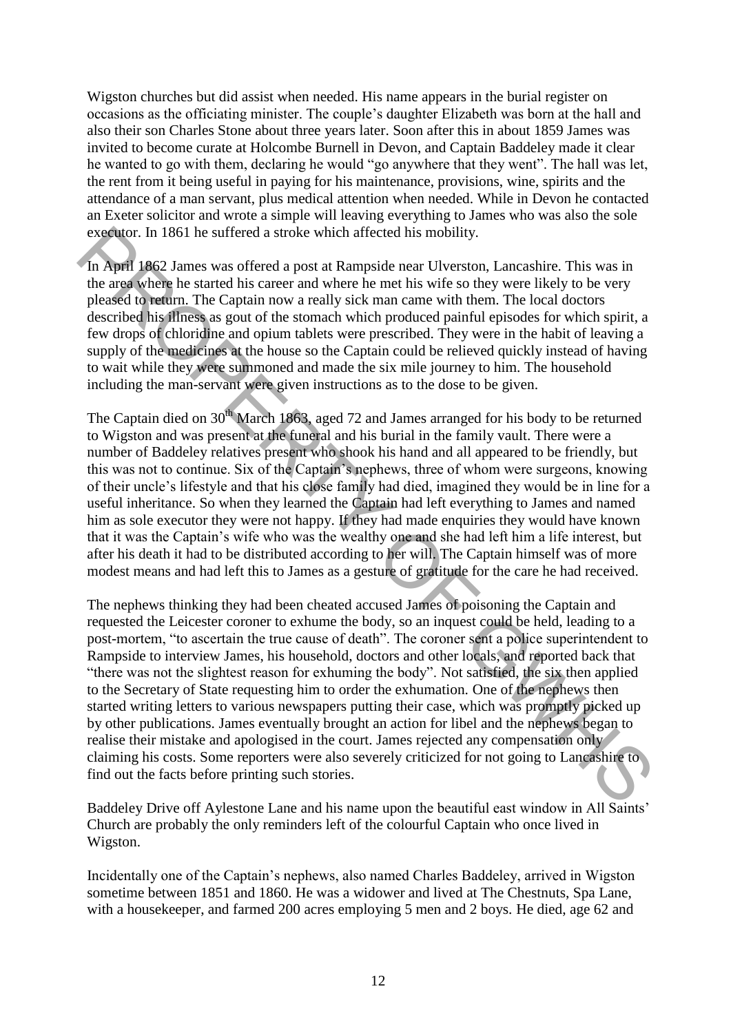Wigston churches but did assist when needed. His name appears in the burial register on occasions as the officiating minister. The couple's daughter Elizabeth was born at the hall and also their son Charles Stone about three years later. Soon after this in about 1859 James was invited to become curate at Holcombe Burnell in Devon, and Captain Baddeley made it clear he wanted to go with them, declaring he would "go anywhere that they went". The hall was let, the rent from it being useful in paying for his maintenance, provisions, wine, spirits and the attendance of a man servant, plus medical attention when needed. While in Devon he contacted an Exeter solicitor and wrote a simple will leaving everything to James who was also the sole executor. In 1861 he suffered a stroke which affected his mobility.

In April 1862 James was offered a post at Rampside near Ulverston, Lancashire. This was in the area where he started his career and where he met his wife so they were likely to be very pleased to return. The Captain now a really sick man came with them. The local doctors described his illness as gout of the stomach which produced painful episodes for which spirit, a few drops of chloridine and opium tablets were prescribed. They were in the habit of leaving a supply of the medicines at the house so the Captain could be relieved quickly instead of having to wait while they were summoned and made the six mile journey to him. The household including the man-servant were given instructions as to the dose to be given.

The Captain died on 30th March 1863, aged 72 and James arranged for his body to be returned to Wigston and was present at the funeral and his burial in the family vault. There were a number of Baddeley relatives present who shook his hand and all appeared to be friendly, but this was not to continue. Six of the Captain's nephews, three of whom were surgeons, knowing of their uncle's lifestyle and that his close family had died, imagined they would be in line for a useful inheritance. So when they learned the Captain had left everything to James and named him as sole executor they were not happy. If they had made enquiries they would have known that it was the Captain's wife who was the wealthy one and she had left him a life interest, but after his death it had to be distributed according to her will. The Captain himself was of more modest means and had left this to James as a gesture of gratitude for the care he had received.

The nephews thinking they had been cheated accused James of poisoning the Captain and requested the Leicester coroner to exhume the body, so an inquest could be held, leading to a post-mortem, "to ascertain the true cause of death". The coroner sent a police superintendent to Rampside to interview James, his household, doctors and other locals, and reported back that "there was not the slightest reason for exhuming the body". Not satisfied, the six then applied to the Secretary of State requesting him to order the exhumation. One of the nephews then started writing letters to various newspapers putting their case, which was promptly picked up by other publications. James eventually brought an action for libel and the nephews began to realise their mistake and apologised in the court. James rejected any compensation only claiming his costs. Some reporters were also severely criticized for not going to Lancashire to find out the facts before printing such stories.

Baddeley Drive off Aylestone Lane and his name upon the beautiful east window in All Saints' Church are probably the only reminders left of the colourful Captain who once lived in Wigston.

Incidentally one of the Captain's nephews, also named Charles Baddeley, arrived in Wigston sometime between 1851 and 1860. He was a widower and lived at The Chestnuts, Spa Lane, with a housekeeper, and farmed 200 acres employing 5 men and 2 boys. He died, age 62 and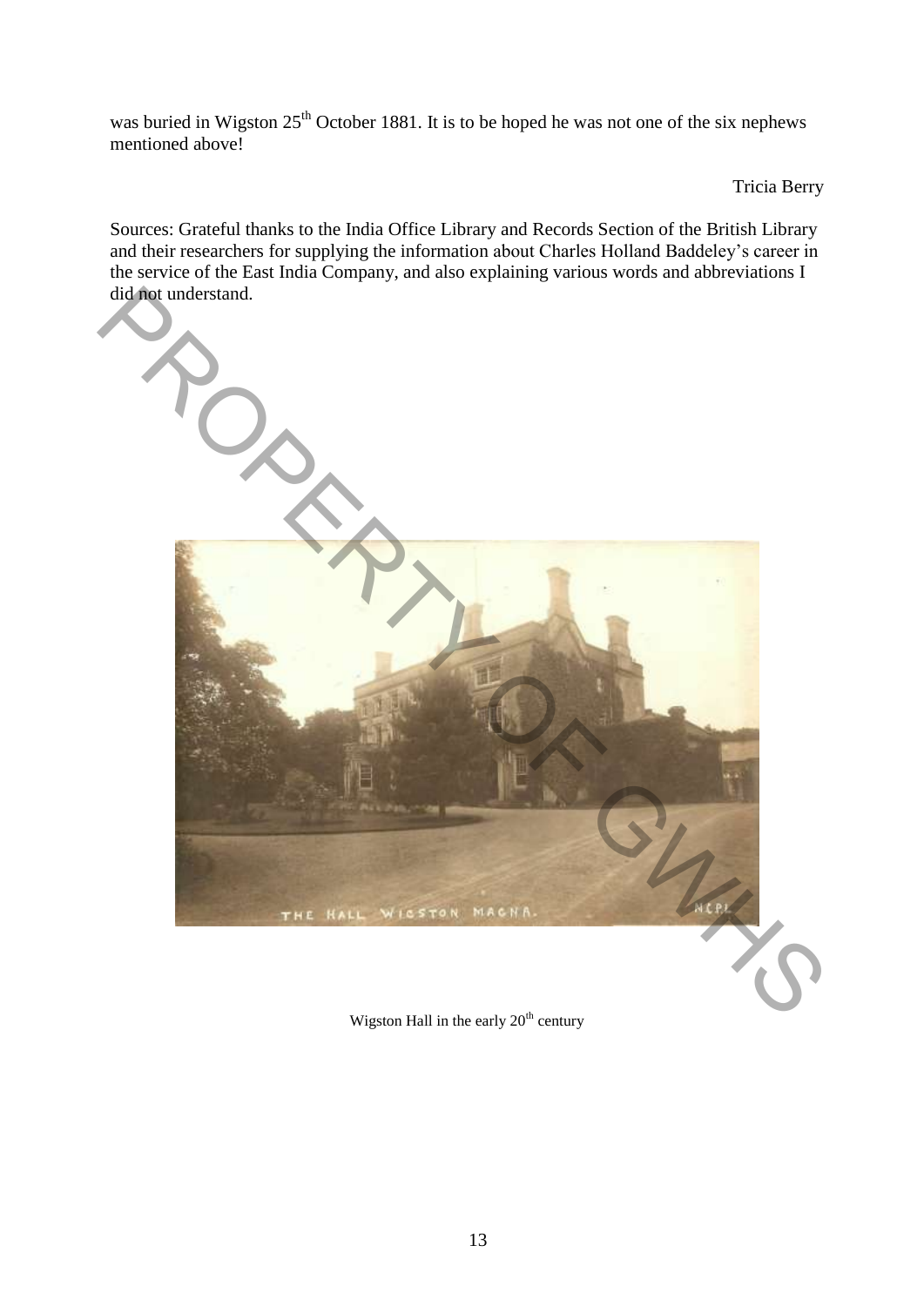was buried in Wigston 25th October 1881. It is to be hoped he was not one of the six nephews mentioned above!

Tricia Berry

Sources: Grateful thanks to the India Office Library and Records Section of the British Library and their researchers for supplying the information about Charles Holland Baddeley's career in the service of the East India Company, and also explaining various words and abbreviations I did not understand.

Wigston Hall in the early 20th century